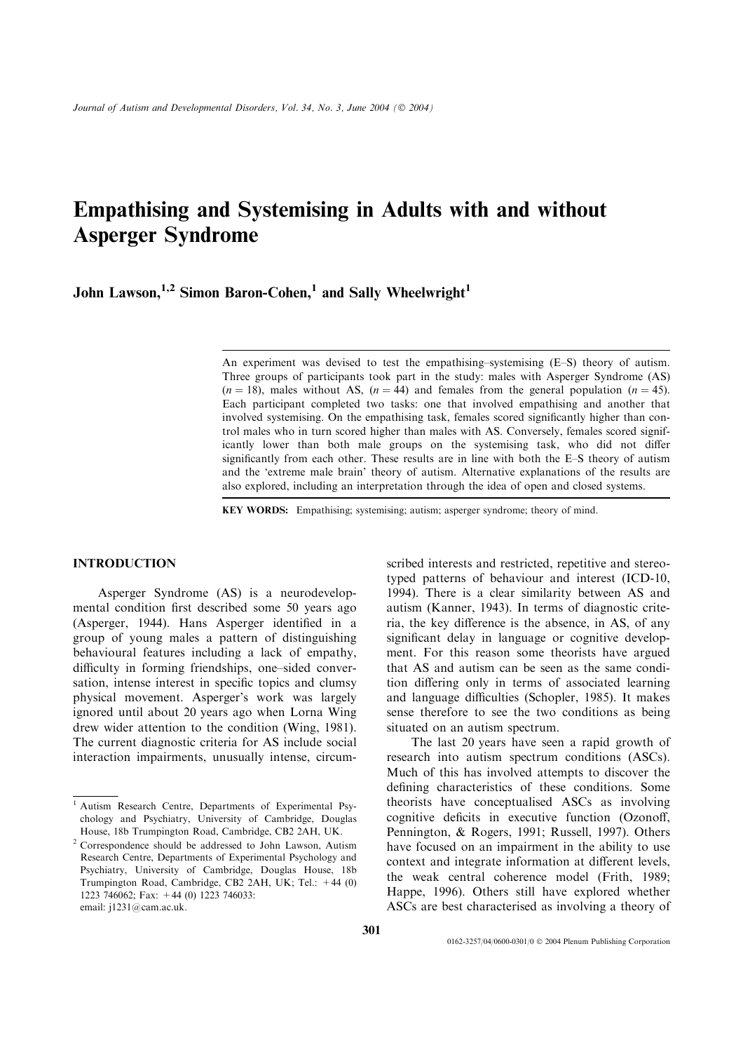# Empathising and Systemising in Adults with and without Asperger Syndrome

John Lawson,[1,2] Simon Baron-Cohen,[1] and Sally Wheelwright[1]

An experiment was devised to test the empathising–systemising (E–S) theory of autism. Three groups of participants took part in the study: males with Asperger Syndrome (AS) ($n = 18$), males without AS, ($n = 44$) and females from the general population ($n = 45$). Each participant completed two tasks: one that involved empathising and another that involved systemising task. On the empathising task, females scored significantly higher than control males who in turn scored higher than males with AS. Conversely, females scored significantly lower than both male groups on the systemising task, who did not differ significantly from each other. These results are in line with both the E–S theory of autism and the 'extreme male brain' theory of autism. Alternative explanations of the results are also explored, including an interpretation through the idea of open and closed systems.

**KEY WORDS:** Empathising; systemising; autism; asperger syndrome; theory of mind.

## INTRODUCTION

Asperger Syndrome (AS) is a neurodevelopmental condition first described some 50 years ago (Asperger, 1944). Hans Asperger identified in a group of young males a pattern of distinguishing behavioural features including a lack of empathy, difficulty in forming friendships, one–sided conversation, intense interest in specific topics and clumsy physical movement. Asperger's work was largely ignored until about 20 years ago when Lorna Wing drew wider attention to the condition (Wing, 1981). The current diagnostic criteria for AS include social interaction impairments, unusually intense, circumscribed interests and restricted, repetitive and stereotyped patterns of behaviour and interest (ICD-10, 1994). There is a clear similarity between AS and autism (Kanner, 1943). In terms of diagnostic criteria, the key difference is the absence, in AS, of any significant delay in language or cognitive development. For this reason some theorists have argued that AS and autism can be seen as the same condition differing only in terms of associated learning and language difficulties (Schopler, 1985). It makes sense therefore to see the two conditions as being situated on an autism spectrum.

The last 20 years have seen a rapid growth of research into autism spectrum conditions (ASCs). Much of this has involved attempts to discover the defining characteristics of these conditions. Some theorists have conceptualised ASCs as involving cognitive deficits in executive function (Ozonoff, Pennington, & Rogers, 1991; Russell, 1997). Others have focused on an impairment in the ability to use context and integrate information at different levels, the weak central coherence model (Frith, 1989; Happe, 1996). Others still have explored whether ASCs are best characterised as involving a theory of

---

[1] Autism Research Centre, Departments of Experimental Psychology and Psychiatry, University of Cambridge, Douglas House, 18b Trumpington Road, Cambridge, CB2 2AH, UK.

[2] Correspondence should be addressed to John Lawson, Autism Research Centre, Departments of Experimental Psychology and Psychiatry, University of Cambridge, Douglas House, 18b Trumpington Road, Cambridge, CB2 2AH, UK; Tel.: +44 (0) 1223 746062; Fax: +44 (0) 1223 746033: email: j1231@cam.ac.uk.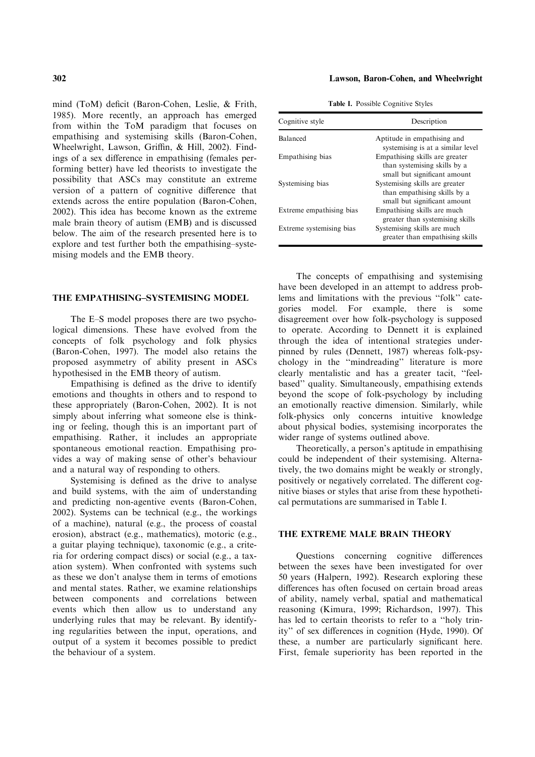mind (ToM) deficit (Baron-Cohen, Leslie, & Frith, 1985). More recently, an approach has emerged from within the ToM paradigm that focuses on empathising and systemising skills (Baron-Cohen, Wheelwright, Lawson, Griffin, & Hill, 2002). Findings of a sex difference in empathising (females performing better) have led theorists to investigate the possibility that ASCs may constitute an extreme version of a pattern of cognitive difference that extends across the entire population (Baron-Cohen, 2002). This idea has become known as the extreme male brain theory of autism (EMB) and is discussed below. The aim of the research presented here is to explore and test further both the empathising–systemising models and the EMB theory.

## THE EMPATHISING–SYSTEMISING MODEL

The E–S model proposes there are two psychological dimensions. These have evolved from the concepts of folk psychology and folk physics (Baron-Cohen, 1997). The model also retains the proposed asymmetry of ability present in ASCs hypothesised in the EMB theory of autism.

Empathising is defined as the drive to identify emotions and thoughts in others and to respond to these appropriately (Baron-Cohen, 2002). It is not simply about inferring what someone else is thinking or feeling, though this is an important part of empathising. Rather, it includes an appropriate spontaneous emotional reaction. Empathising provides a way of making sense of other's behaviour and a natural way of responding to others.

Systemising is defined as the drive to analyse and build systems, with the aim of understanding and predicting non-agentive events (Baron-Cohen, 2002). Systems can be technical (e.g., the workings of a machine), natural (e.g., the process of coastal erosion), abstract (e.g., mathematics), motoric (e.g., a guitar playing technique), taxonomic (e.g., a criteria for ordering compact discs) or social (e.g., a taxation system). When confronted with systems such as these we don't analyse them in terms of emotions and mental states. Rather, we examine relationships between components and correlations between events which then allow us to understand any underlying rules that may be relevant. By identifying regularities between the input, operations, and output of a system it becomes possible to predict the behaviour of a system.

**Table I.** Possible Cognitive Styles

| Cognitive style | Description |
|---|---|
| Balanced | Aptitude in empathising and systemising is at a similar level |
| Empathising bias | Empathising skills are greater than systemising skills by a small but significant amount |
| Systemising bias | Systemising skills are greater than empathising skills by a small but significant amount |
| Extreme empathising bias | Empathising skills are much greater than systemising skills |
| Extreme systemising bias | Systemising skills are much greater than empathising skills |

The concepts of empathising and systemising have been developed in an attempt to address problems and limitations with the previous "folk" categories model. For example, there is some disagreement over how folk-psychology is supposed to operate. According to Dennett it is explained through the idea of intentional strategies underpinned by rules (Dennett, 1987) whereas folk-psychology in the "mindreading" literature is more clearly mentalistic and has a greater tacit, "feel-based" quality. Simultaneously, empathising extends beyond the scope of folk-psychology by including an emotionally reactive dimension. Similarly, while folk-physics only concerns intuitive knowledge about physical bodies, systemising incorporates the wider range of systems outlined above.

Theoretically, a person's aptitude in empathising could be independent of their systemising. Alternatively, the two domains might be weakly or strongly, positively or negatively correlated. The different cognitive biases or styles that arise from these hypothetical permutations are summarised in Table I.

## THE EXTREME MALE BRAIN THEORY

Questions concerning cognitive differences between the sexes have been investigated for over 50 years (Halpern, 1992). Research exploring these differences has often focused on certain broad areas of ability, namely verbal, spatial and mathematical reasoning (Kimura, 1999; Richardson, 1997). This has led to certain theorists to refer to a "holy trinity" of sex differences in cognition (Hyde, 1990). Of these, a number are particularly significant here. First, female superiority has been reported in the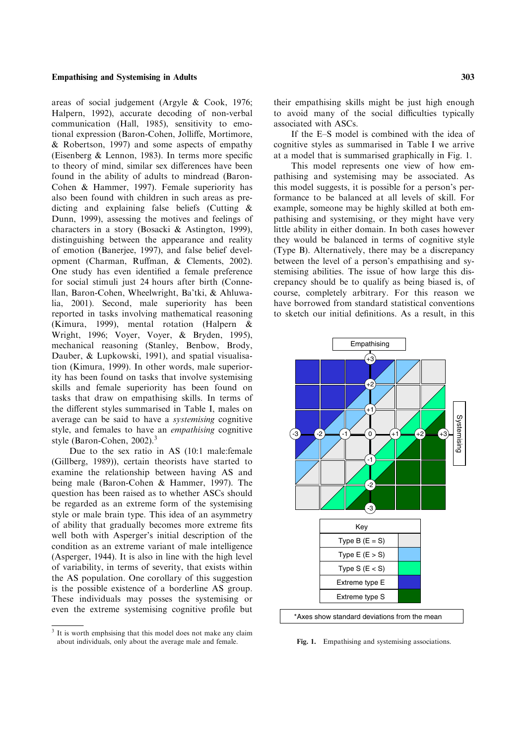areas of social judgement (Argyle & Cook, 1976; Halpern, 1992), accurate decoding of non-verbal communication (Hall, 1985), sensitivity to emotional expression (Baron-Cohen, Jolliffe, Mortimore, & Robertson, 1997) and some aspects of empathy (Eisenberg & Lennon, 1983). In terms more specific to theory of mind, similar sex differences have been found in the ability of adults to mindread (Baron-Cohen & Hammer, 1997). Female superiority has also been found with children in such areas as predicting and explaining false beliefs (Cutting & Dunn, 1999), assessing the motives and feelings of characters in a story (Bosacki & Astington, 1999), distinguishing between the appearance and reality of emotion (Banerjee, 1997), and false belief development (Charman, Ruffman, & Clements, 2002). One study has even identified a female preference for social stimuli just 24 hours after birth (Connellan, Baron-Cohen, Wheelwright, Ba'tki, & Ahluwalia, 2001). Second, male superiority has been reported in tasks involving mathematical reasoning (Kimura, 1999), mental rotation (Halpern & Wright, 1996; Voyer, Voyer, & Bryden, 1995), mechanical reasoning (Stanley, Benbow, Brody, Dauber, & Lupkowski, 1991), and spatial visualisation (Kimura, 1999). In other words, male superiority has been found on tasks that involve systemising skills and female superiority has been found on tasks that draw on empathising skills. In terms of the different styles summarised in Table I, males on average can be said to have a *systemising* cognitive style, and females to have an *empathising* cognitive style (Baron-Cohen, 2002).[3]

Due to the sex ratio in AS (10:1 male:female (Gillberg, 1989)), certain theorists have started to examine the relationship between having AS and being male (Baron-Cohen & Hammer, 1997). The question has been raised as to whether ASCs should be regarded as an extreme form of the systemising style or male brain type. This idea of an asymmetry of ability that gradually becomes more extreme fits well both with Asperger's initial description of the condition as an extreme variant of male intelligence (Asperger, 1944). It is also in line with the high level of variability, in terms of severity, that exists within the AS population. One corollary of this suggestion is the possible existence of a borderline AS group. These individuals may posses the systemising or even the extreme systemising cognitive profile but their empathising skills might be just high enough to avoid many of the social difficulties typically associated with ASCs.

If the E–S model is combined with the idea of cognitive styles as summarised in Table I we arrive at a model that is summarised graphically in Fig. 1.

This model represents one view of how empathising and systemising may be associated. As this model suggests, it is possible for a person's performance to be balanced at all levels of skill. For example, someone may be highly skilled at both empathising and systemising, or they might have very little ability in either domain. In both cases however they would be balanced in terms of cognitive style (Type B). Alternatively, there may be a discrepancy between the level of a person's empathising and systemising abilities. The issue of how large this discrepancy should be to qualify as being biased is, of course, completely arbitrary. For this reason we have borrowed from standard statistical conventions to sketch our initial definitions. As a result, in this

| Key | |
|---|---|
| Type B (E = S) | |
| Type E (E > S) | |
| Type S (E < S) | |
| Extreme type E | |
| Extreme type S | |

*Axes show standard deviations from the mean

**Fig. 1.** Empathising and systemising associations.

[3] It is worth emphsising that this model does not make any claim about individuals, only about the average male and female.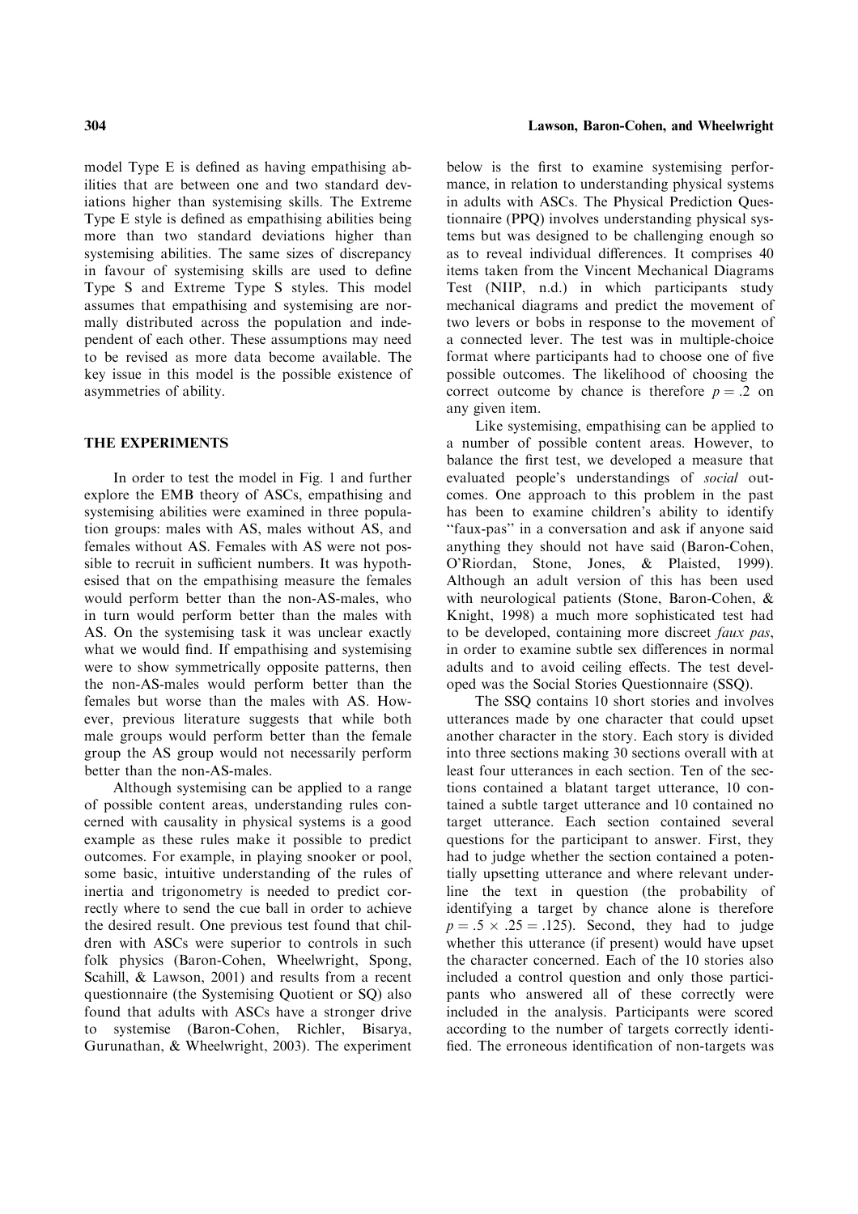model Type E is defined as having empathising abilities that are between one and two standard deviations higher than systemising skills. The Extreme Type E style is defined as empathising abilities being more than two standard deviations higher than systemising abilities. The same sizes of discrepancy in favour of systemising skills are used to define Type S and Extreme Type S styles. This model assumes that empathising and systemising are normally distributed across the population and independent of each other. These assumptions may need to be revised as more data become available. The key issue in this model is the possible existence of asymmetries of ability.

## THE EXPERIMENTS

In order to test the model in Fig. 1 and further explore the EMB theory of ASCs, empathising and systemising abilities were examined in three population groups: males with AS, males without AS, and females without AS. Females with AS were not possible to recruit in sufficient numbers. It was hypothesised that on the empathising measure the females would perform better than the non-AS-males, who in turn would perform better than the males with AS. On the systemising task it was unclear exactly what we would find. If empathising and systemising were to show symmetrically opposite patterns, then the non-AS-males would perform better than the females but worse than the males with AS. However, previous literature suggests that while both male groups would perform better than the female group the AS group would not necessarily perform better than the non-AS-males.

Although systemising can be applied to a range of possible content areas, understanding rules concerned with causality in physical systems is a good example as these rules make it possible to predict outcomes. For example, in playing snooker or pool, some basic, intuitive understanding of the rules of inertia and trigonometry is needed to predict correctly where to send the cue ball in order to achieve the desired result. One previous test found that children with ASCs were superior to controls in such folk physics (Baron-Cohen, Wheelwright, Spong, Scahill, & Lawson, 2001) and results from a recent questionnaire (the Systemising Quotient or SQ) also found that adults with ASCs have a stronger drive to systemise (Baron-Cohen, Richler, Bisarya, Gurunathan, & Wheelwright, 2003). The experiment below is the first to examine systemising performance, in relation to understanding physical systems in adults with ASCs. The Physical Prediction Questionnaire (PPQ) involves understanding physical systems but was designed to be challenging enough so as to reveal individual differences. It comprises 40 items taken from the Vincent Mechanical Diagrams Test (NIIP, n.d.) in which participants study mechanical diagrams and predict the movement of two levers or bobs in response to the movement of a connected lever. The test was in multiple-choice format where participants had to choose one of five possible outcomes. The likelihood of choosing the correct outcome by chance is therefore $p = .2$ on any given item.

Like systemising, empathising can be applied to a number of possible content areas. However, to balance the first test, we developed a measure that evaluated people's understandings of *social* outcomes. One approach to this problem in the past has been to examine children's ability to identify "faux-pas" in a conversation and ask if anyone said anything they should not have said (Baron-Cohen, O'Riordan, Stone, Jones, & Plaisted, 1999). Although an adult version of this has been used with neurological patients (Stone, Baron-Cohen, & Knight, 1998) a much more sophisticated test had to be developed, containing more discreet *faux pas*, in order to examine subtle sex differences in normal adults and to avoid ceiling effects. The test developed was the Social Stories Questionnaire (SSQ).

The SSQ contains 10 short stories and involves utterances made by one character that could upset another character in the story. Each story is divided into three sections making 30 sections overall with at least four utterances in each section. Ten of the sections contained a blatant target utterance, 10 contained a subtle target utterance and 10 contained no target utterance. Each section contained several questions for the participant to answer. First, they had to judge whether the section contained a potentially upsetting utterance and where relevant underline the text in question (the probability of identifying a target by chance alone is therefore $p = .5 \times .25 = .125$). Second, they had to judge whether this utterance (if present) would have upset the character concerned. Each of the 10 stories also included a control question and only those participants who answered all of these correctly were included in the analysis. Participants were scored according to the number of targets correctly identified. The erroneous identification of non-targets was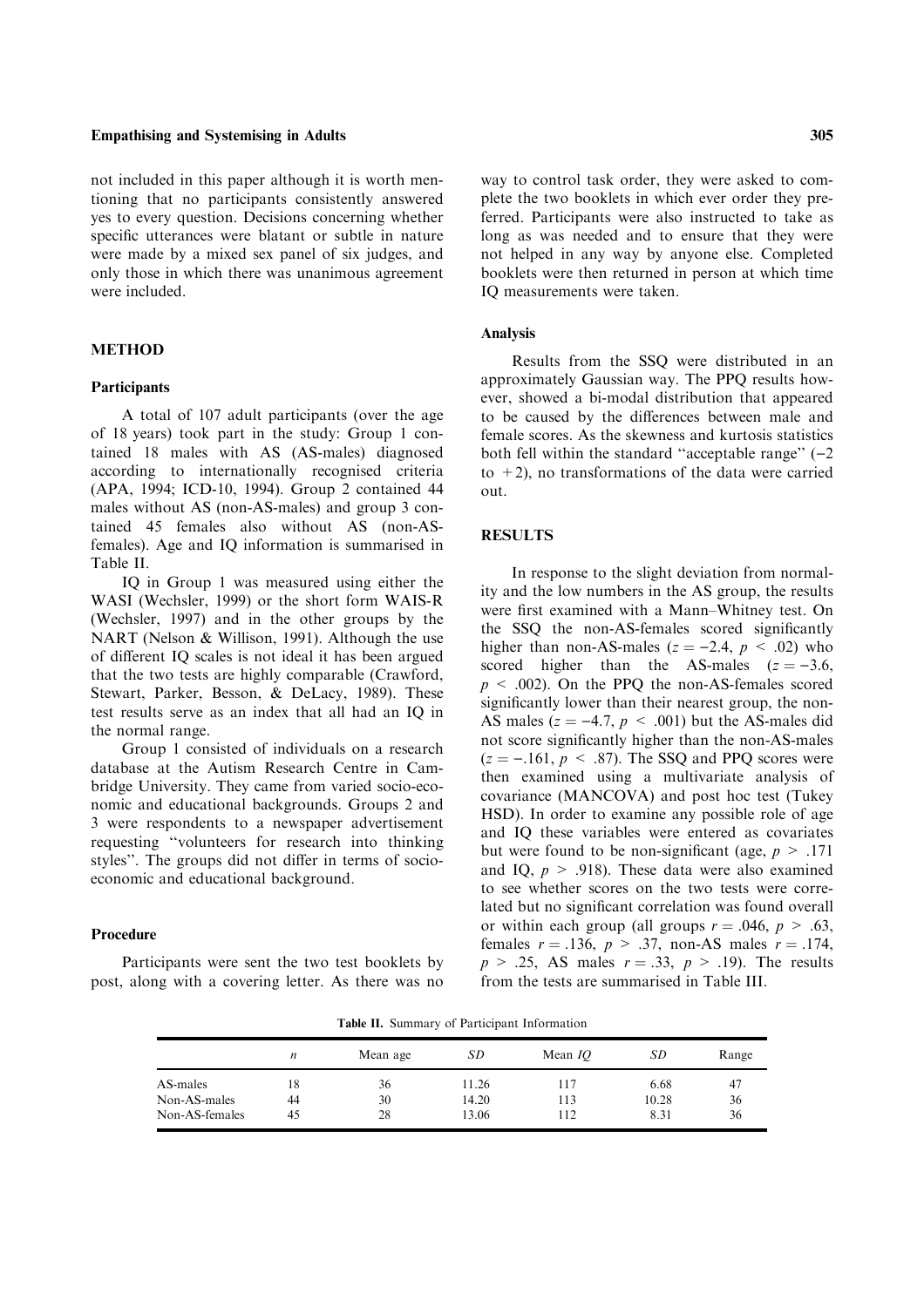not included in this paper although it is worth mentioning that no participants consistently answered yes to every question. Decisions concerning whether specific utterances were blatant or subtle in nature were made by a mixed sex panel of six judges, and only those in which there was unanimous agreement were included.

## METHOD

### Participants

A total of 107 adult participants (over the age of 18 years) took part in the study: Group 1 contained 18 males with AS (AS-males) diagnosed according to internationally recognised criteria (APA, 1994; ICD-10, 1994). Group 2 contained 44 males without AS (non-AS-males) and group 3 contained 45 females also without AS (non-AS-females). Age and IQ information is summarised in Table II.

IQ in Group 1 was measured using either the WASI (Wechsler, 1999) or the short form WAIS-R (Wechsler, 1997) and in the other groups by the NART (Nelson & Willison, 1991). Although the use of different IQ scales is not ideal it has been argued that the two tests are highly comparable (Crawford, Stewart, Parker, Besson, & DeLacy, 1989). These test results serve as an index that all had an IQ in the normal range.

Group 1 consisted of individuals on a research database at the Autism Research Centre in Cambridge University. They came from varied socio-economic and educational backgrounds. Groups 2 and 3 were respondents to a newspaper advertisement requesting "volunteers for research into thinking styles". The groups did not differ in terms of socio-economic and educational background.

### Procedure

Participants were sent the two test booklets by post, along with a covering letter. As there was no way to control task order, they were asked to complete the two booklets in which ever order they preferred. Participants were also instructed to take as long as was needed and to ensure that they were not helped in any way by anyone else. Completed booklets were then returned in person at which time IQ measurements were taken.

### Analysis

Results from the SSQ were distributed in an approximately Gaussian way. The PPQ results however, showed a bi-modal distribution that appeared to be caused by the differences between male and female scores. As the skewness and kurtosis statistics both fell within the standard "acceptable range" ($-2$ to $+2$), no transformations of the data were carried out.

## RESULTS

In response to the slight deviation from normality and the low numbers in the AS group, the results were first examined with a Mann–Whitney test. On the SSQ the non-AS-females scored significantly higher than non-AS-males ($z = -2.4$, $p < .02$) who scored higher than the AS-males ($z = -3.6$, $p < .002$). On the PPQ the non-AS-females scored significantly lower than their nearest group, the non-AS males ($z = -4.7$, $p < .001$) but the AS-males did not score significantly higher than the non-AS-males ($z = -.161$, $p < .87$). The SSQ and PPQ scores were then examined using a multivariate analysis of covariance (MANCOVA) and post hoc test (Tukey HSD). In order to examine any possible role of age and IQ these variables were entered as covariates but were found to be non-significant (age, $p > .171$ and IQ, $p > .918$). These data were also examined to see whether scores on the two tests were correlated but no significant correlation was found overall or within each group (all groups $r = .046$, $p > .63$, females $r = .136$, $p > .37$, non-AS males $r = .174$, $p > .25$, AS males $r = .33$, $p > .19$). The results from the tests are summarised in Table III.

**Table II.** Summary of Participant Information

| | *n* | Mean age | *SD* | Mean *IQ* | *SD* | Range |
|---|---|---|---|---|---|---|
| AS-males | 18 | 36 | 11.26 | 117 | 6.68 | 47 |
| Non-AS-males | 44 | 30 | 14.20 | 113 | 10.28 | 36 |
| Non-AS-females | 45 | 28 | 13.06 | 112 | 8.31 | 36 |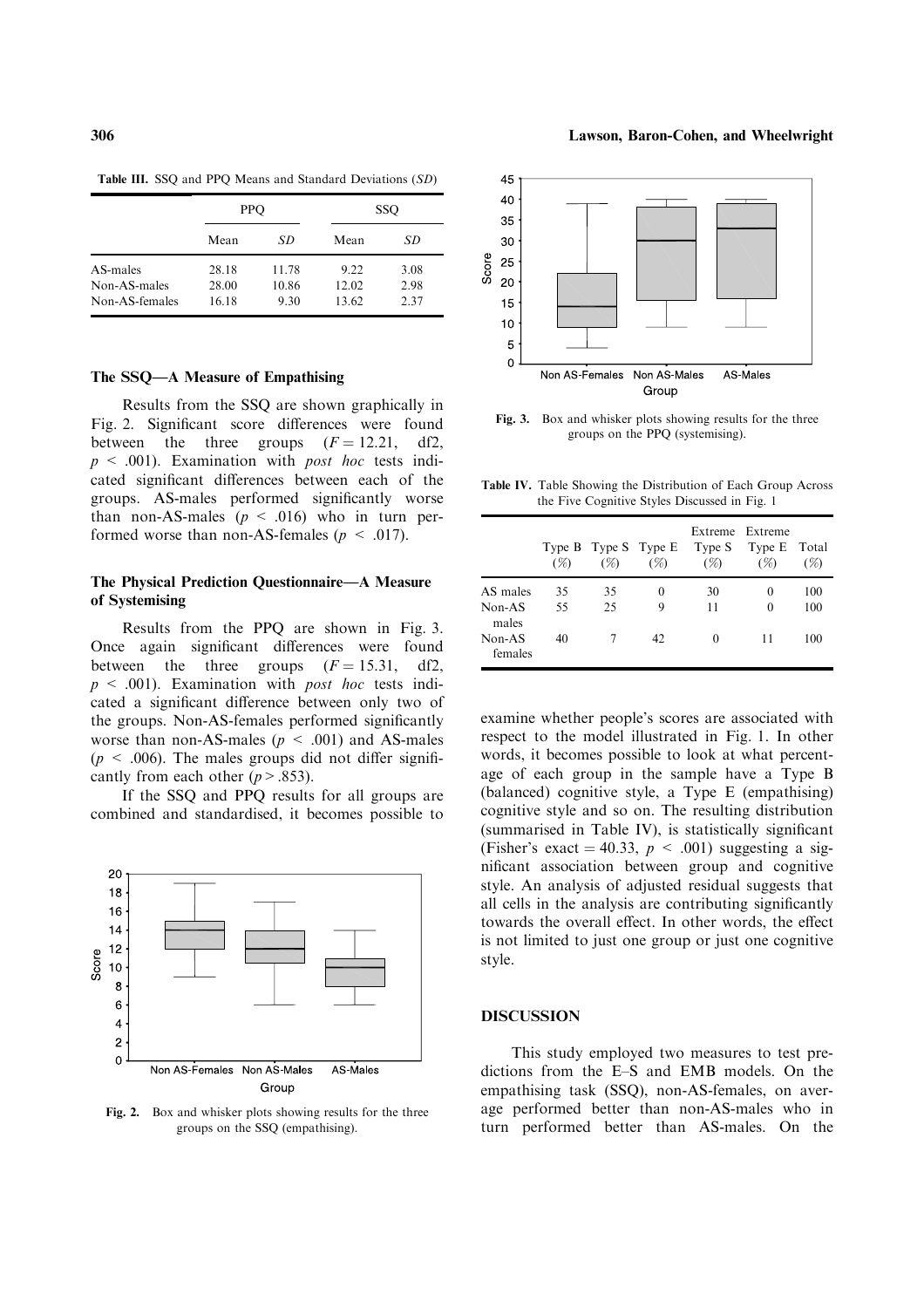**Table III.** SSQ and PPQ Means and Standard Deviations (*SD*)

| | PPQ | | SSQ | |
|---|---|---|---|---|
| | Mean | *SD* | Mean | *SD* |
| AS-males | 28.18 | 11.78 | 9.22 | 3.08 |
| Non-AS-males | 28.00 | 10.86 | 12.02 | 2.98 |
| Non-AS-females | 16.18 | 9.30 | 13.62 | 2.37 |

### The SSQ—A Measure of Empathising

Results from the SSQ are shown graphically in Fig. 2. Significant score differences were found between the three groups ($F = 12.21$, df2, $p < .001$). Examination with *post hoc* tests indicated significant differences between each of the groups. AS-males performed significantly worse than non-AS-males ($p < .016$) who in turn performed worse than non-AS-females ($p < .017$).

### The Physical Prediction Questionnaire—A Measure of Systemising

Results from the PPQ are shown in Fig. 3. Once again significant differences were found between the three groups ($F = 15.31$, df2, $p < .001$). Examination with *post hoc* tests indicated a significant difference between only two of the groups. Non-AS-females performed significantly worse than non-AS-males ($p < .001$) and AS-males ($p < .006$). The males groups did not differ significantly from each other ($p > .853$).

If the SSQ and PPQ results for all groups are combined and standardised, it becomes possible to examine whether people's scores are associated with respect to the model illustrated in Fig. 1. In other words, it becomes possible to look at what percentage of each group in the sample have a Type B (balanced) cognitive style, a Type E (empathising) cognitive style and so on. The resulting distribution (summarised in Table IV), is statistically significant (Fisher's exact = 40.33, $p < .001$) suggesting a significant association between group and cognitive style. An analysis of adjusted residual suggests that all cells in the analysis are contributing significantly towards the overall effect. In other words, the effect is not limited to just one group or just one cognitive style.

**Fig. 2.** Box and whisker plots showing results for the three groups on the SSQ (empathising).

**Fig. 3.** Box and whisker plots showing results for the three groups on the PPQ (systemising).

**Table IV.** Table Showing the Distribution of Each Group Across the Five Cognitive Styles Discussed in Fig. 1

| | Type B (%) | Type S (%) | Type E (%) | Extreme Type S (%) | Extreme Type E (%) | Total (%) |
|---|---|---|---|---|---|---|
| AS males | 35 | 35 | 0 | 30 | 0 | 100 |
| Non-AS males | 55 | 25 | 9 | 11 | 0 | 100 |
| Non-AS females | 40 | 7 | 42 | 0 | 11 | 100 |

## DISCUSSION

This study employed two measures to test predictions from the E–S and EMB models. On the empathising task (SSQ), non-AS-females, on average performed better than non-AS-males who in turn performed better than AS-males. On the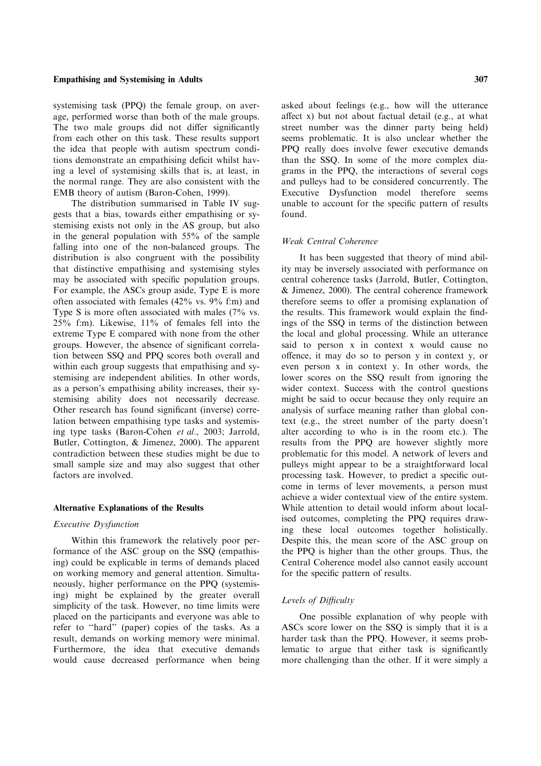systemising task (PPQ) the female group, on average, performed worse than both of the male groups. The two male groups did not differ significantly from each other on this task. These results support the idea that people with autism spectrum conditions demonstrate an empathising deficit whilst having a level of systemising skills that is, at least, in the normal range. They are also consistent with the EMB theory of autism (Baron-Cohen, 1999).

The distribution summarised in Table IV suggests that a bias, towards either empathising or systemising exists not only in the AS group, but also in the general population with 55% of the sample falling into one of the non-balanced groups. The distribution is also congruent with the possibility that distinctive empathising and systemising styles may be associated with specific population groups. For example, the ASCs group aside, Type E is more often associated with females (42% vs. 9% f:m) and Type S is more often associated with males (7% vs. 25% f:m). Likewise, 11% of females fell into the extreme Type E compared with none from the other groups. However, the absence of significant correlation between SSQ and PPQ scores both overall and within each group suggests that empathising and systemising are independent abilities. In other words, as a person's empathising ability increases, their systemising ability does not necessarily decrease. Other research has found significant (inverse) correlation between empathising type tasks and systemising type tasks (Baron-Cohen *et al*., 2003; Jarrold, Butler, Cottington, & Jimenez, 2000). The apparent contradiction between these studies might be due to small sample size and may also suggest that other factors are involved.

### Alternative Explanations of the Results

#### *Executive Dysfunction*

Within this framework the relatively poor performance of the ASC group on the SSQ (empathising) could be explicable in terms of demands placed on working memory and general attention. Simultaneously, higher performance on the PPQ (systemising) might be explained by the greater overall simplicity of the task. However, no time limits were placed on the participants and everyone was able to refer to "hard" (paper) copies of the tasks. As a result, demands on working memory were minimal. Furthermore, the idea that executive demands would cause decreased performance when being asked about feelings (e.g., how will the utterance affect x) but not about factual detail (e.g., at what street number was the dinner party being held) seems problematic. It is also unclear whether the PPQ really does involve fewer executive demands than the SSQ. In some of the more complex diagrams in the PPQ, the interactions of several cogs and pulleys had to be considered concurrently. The Executive Dysfunction model therefore seems unable to account for the specific pattern of results found.

#### *Weak Central Coherence*

It has been suggested that theory of mind ability may be inversely associated with performance on central coherence tasks (Jarrold, Butler, Cottington, & Jimenez, 2000). The central coherence framework therefore seems to offer a promising explanation of the results. This framework would explain the findings of the SSQ in terms of the distinction between the local and global processing. While an utterance said to person x in context x would cause no offence, it may do so to person y in context y, or even person x in context y. In other words, the lower scores on the SSQ result from ignoring the wider context. Success with the control questions might be said to occur because they only require an analysis of surface meaning rather than global context (e.g., the street number of the party doesn't alter according to who is in the room etc.). The results from the PPQ are however slightly more problematic for this model. A network of levers and pulleys might appear to be a straightforward local processing task. However, to predict a specific outcome in terms of lever movements, a person must achieve a wider contextual view of the entire system. While attention to detail would inform about localised outcomes, completing the PPQ requires drawing these local outcomes together holistically. Despite this, the mean score of the ASC group on the PPQ is higher than the other groups. Thus, the Central Coherence model also cannot easily account for the specific pattern of results.

#### *Levels of Difficulty*

One possible explanation of why people with ASCs score lower on the SSQ is simply that it is a harder task than the PPQ. However, it seems problematic to argue that either task is significantly more challenging than the other. If it were simply a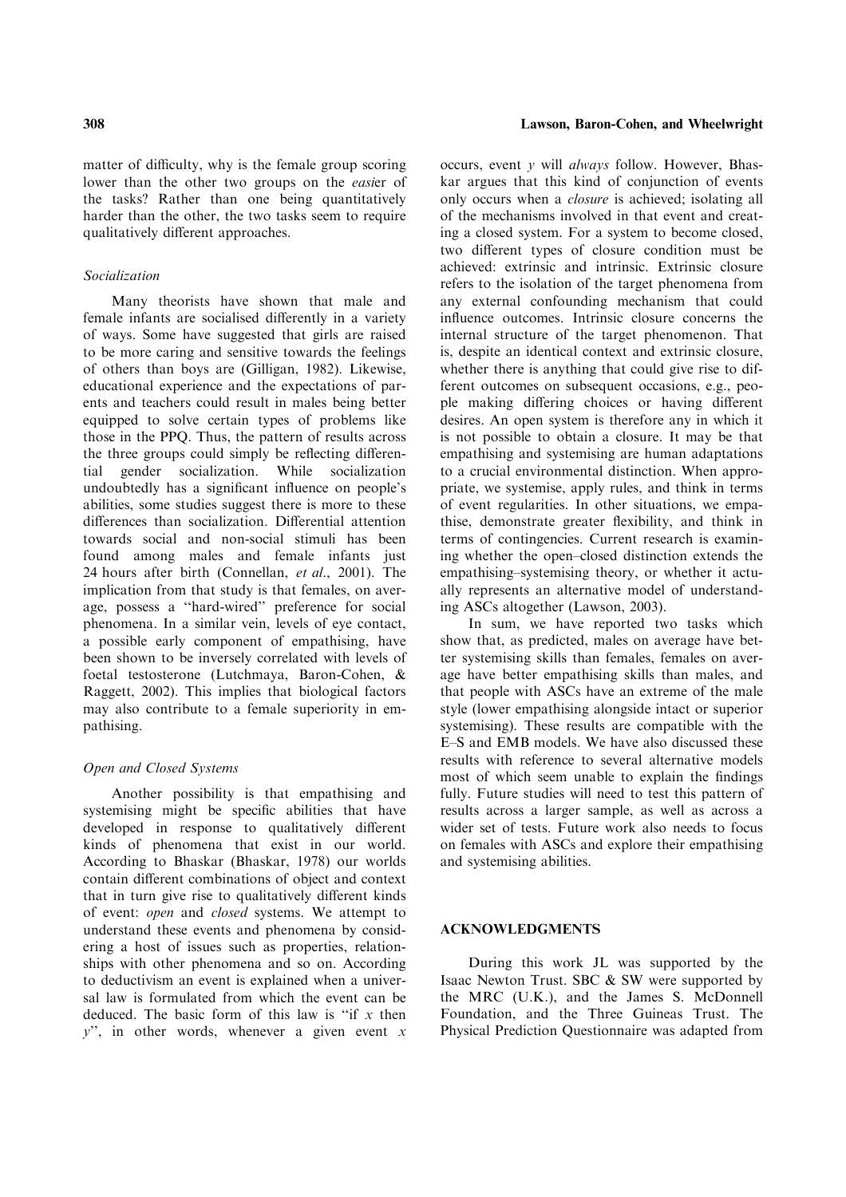matter of difficulty, why is the female group scoring lower than the other two groups on the *easi*er of the tasks? Rather than one being quantitatively harder than the other, the two tasks seem to require qualitatively different approaches.

### *Socialization*

Many theorists have shown that male and female infants are socialised differently in a variety of ways. Some have suggested that girls are raised to be more caring and sensitive towards the feelings of others than boys are (Gilligan, 1982). Likewise, educational experience and the expectations of parents and teachers could result in males being better equipped to solve certain types of problems like those in the PPQ. Thus, the pattern of results across the three groups could simply be reflecting differential gender socialization. While socialization undoubtedly has a significant influence on people's abilities, some studies suggest there is more to these differences than socialization. Differential attention towards social and non-social stimuli has been found among males and female infants just 24 hours after birth (Connellan, *et al*., 2001). The implication from that study is that females, on average, possess a "hard-wired" preference for social phenomena. In a similar vein, levels of eye contact, a possible early component of empathising, have been shown to be inversely correlated with levels of foetal testosterone (Lutchmaya, Baron-Cohen, & Raggett, 2002). This implies that biological factors may also contribute to a female superiority in empathising.

### *Open and Closed Systems*

Another possibility is that empathising and systemising might be specific abilities that have developed in response to qualitatively different kinds of phenomena that exist in our world. According to Bhaskar (Bhaskar, 1978) our worlds contain different combinations of object and context that in turn give rise to qualitatively different kinds of event: *open* and *closed* systems. We attempt to understand these events and phenomena by considering a host of issues such as properties, relationships with other phenomena and so on. According to deductivism an event is explained when a universal law is formulated from which the event can be deduced. The basic form of this law is "if $x$ then $y$", in other words, whenever a given event $x$ occurs, event $y$ will *always* follow. However, Bhaskar argues that this kind of conjunction of events only occurs when a *closure* is achieved; isolating all of the mechanisms involved in that event and creating a closed system. For a system to become closed, two different types of closure condition must be achieved: extrinsic and intrinsic. Extrinsic closure refers to the isolation of the target phenomena from any external confounding mechanism that could influence outcomes. Intrinsic closure concerns the internal structure of the target phenomenon. That is, despite an identical context and extrinsic closure, whether there is anything that could give rise to different outcomes on subsequent occasions, e.g., people making differing choices or having different desires. An open system is therefore any in which it is not possible to obtain a closure. It may be that empathising and systemising are human adaptations to a crucial environmental distinction. When appropriate, we systemise, apply rules, and think in terms of event regularities. In other situations, we empathise, demonstrate greater flexibility, and think in terms of contingencies. Current research is examining whether the open–closed distinction extends the empathising–systemising theory, or whether it actually represents an alternative model of understanding ASCs altogether (Lawson, 2003).

In sum, we have reported two tasks which show that, as predicted, males on average have better systemising skills than females, females on average have better empathising skills than males, and that people with ASCs have an extreme of the male style (lower empathising alongside intact or superior systemising). These results are compatible with the E–S and EMB models. We have also discussed these results with reference to several alternative models most of which seem unable to explain the findings fully. Future studies will need to test this pattern of results across a larger sample, as well as across a wider set of tests. Future work also needs to focus on females with ASCs and explore their empathising and systemising abilities.

## ACKNOWLEDGMENTS

During this work JL was supported by the Isaac Newton Trust. SBC & SW were supported by the MRC (U.K.), and the James S. McDonnell Foundation, and the Three Guineas Trust. The Physical Prediction Questionnaire was adapted from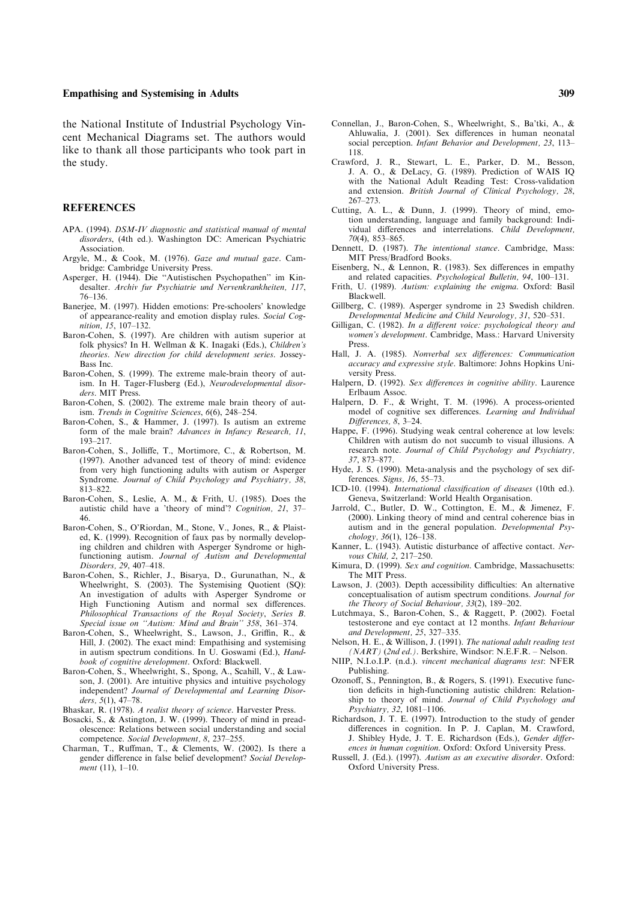the National Institute of Industrial Psychology Vincent Mechanical Diagrams set. The authors would like to thank all those participants who took part in the study.

## REFERENCES

APA. (1994). *DSM-IV diagnostic and statistical manual of mental disorders*, (4th ed.). Washington DC: American Psychiatric Association.

Argyle, M., & Cook, M. (1976). *Gaze and mutual gaze*. Cambridge: Cambridge University Press.

Asperger, H. (1944). Die "Autistischen Psychopathen" im Kindesalter. *Archiv fur Psychiatrie und Nervenkrankheiten, 117*, 76–136.

Banerjee, M. (1997). Hidden emotions: Pre-schoolers' knowledge of appearance-reality and emotion display rules. *Social Cognition, 15*, 107–132.

Baron-Cohen, S. (1997). Are children with autism superior at folk physics? In H. Wellman & K. Inagaki (Eds.), *Children's theories. New direction for child development series*. Jossey-Bass Inc.

Baron-Cohen, S. (1999). The extreme male-brain theory of autism. In H. Tager-Flusberg (Ed.), *Neurodevelopmental disorders*. MIT Press.

Baron-Cohen, S. (2002). The extreme male brain theory of autism. *Trends in Cognitive Sciences*, *6*(6), 248–254.

Baron-Cohen, S., & Hammer, J. (1997). Is autism an extreme form of the male brain? *Advances in Infancy Research, 11*, 193–217.

Baron-Cohen, S., Jolliffe, T., Mortimore, C., & Robertson, M. (1997). Another advanced test of theory of mind: evidence from very high functioning adults with autism or Asperger Syndrome. *Journal of Child Psychology and Psychiatry, 38*, 813–822.

Baron-Cohen, S., Leslie, A. M., & Frith, U. (1985). Does the autistic child have a 'theory of mind'? *Cognition, 21*, 37–46.

Baron-Cohen, S., O'Riordan, M., Stone, V., Jones, R., & Plaisted, K. (1999). Recognition of faux pas by normally developing children and children with Asperger Syndrome or high-functioning autism. *Journal of Autism and Developmental Disorders, 29*, 407–418.

Baron-Cohen, S., Richler, J., Bisarya, D., Gurunathan, N., & Wheelwright, S. (2003). The Systemising Quotient (SQ): An investigation of adults with Asperger Syndrome or High Functioning Autism and normal sex differences. *Philosophical Transactions of the Royal Society, Series B. Special issue on "Autism: Mind and Brain" 358*, 361–374.

Baron-Cohen, S., Wheelwright, S., Lawson, J., Griffin, R., & Hill, J. (2002). The exact mind: Empathising and systemising in autism spectrum conditions. In U. Goswami (Ed.), *Handbook of cognitive development*. Oxford: Blackwell.

Baron-Cohen, S., Wheelwright, S., Spong, A., Scahill, V., & Lawson, J. (2001). Are intuitive physics and intuitive psychology independent? *Journal of Developmental and Learning Disorders, 5*(1), 47–78.

Bhaskar, R. (1978). *A realist theory of science*. Harvester Press.

Bosacki, S., & Astington, J. W. (1999). Theory of mind in preadolescence: Relations between social understanding and social competence. *Social Development, 8*, 237–255.

Charman, T., Ruffman, T., & Clements, W. (2002). Is there a gender difference in false belief development? *Social Development* (11), 1–10.

Connellan, J., Baron-Cohen, S., Wheelwright, S., Ba'tki, A., & Ahluwalia, J. (2001). Sex differences in human neonatal social perception. *Infant Behavior and Development, 23*, 113–118.

Crawford, J. R., Stewart, L. E., Parker, D. M., Besson, J. A. O., & DeLacy, G. (1989). Prediction of WAIS IQ with the National Adult Reading Test: Cross-validation and extension. *British Journal of Clinical Psychology, 28*, 267–273.

Cutting, A. L., & Dunn, J. (1999). Theory of mind, emotion understanding, language and family background: Individual differences and interrelations. *Child Development, 70*(4), 853–865.

Dennett, D. (1987). *The intentional stance*. Cambridge, Mass: MIT Press/Bradford Books.

Eisenberg, N., & Lennon, R. (1983). Sex differences in empathy and related capacities. *Psychological Bulletin, 94*, 100–131.

Frith, U. (1989). *Autism: explaining the enigma*. Oxford: Basil Blackwell.

Gillberg, C. (1989). Asperger syndrome in 23 Swedish children. *Developmental Medicine and Child Neurology, 31*, 520–531.

Gilligan, C. (1982). *In a different voice: psychological theory and women's development*. Cambridge, Mass.: Harvard University Press.

Hall, J. A. (1985). *Nonverbal sex differences: Communication accuracy and expressive style*. Baltimore: Johns Hopkins University Press.

Halpern, D. (1992). *Sex differences in cognitive ability*. Laurence Erlbaum Assoc.

Halpern, D. F., & Wright, T. M. (1996). A process-oriented model of cognitive sex differences. *Learning and Individual Differences, 8*, 3–24.

Happe, F. (1996). Studying weak central coherence at low levels: Children with autism do not succumb to visual illusions. A research note. *Journal of Child Psychology and Psychiatry, 37*, 873–877.

Hyde, J. S. (1990). Meta-analysis and the psychology of sex differences. *Signs, 16*, 55–73.

ICD-10. (1994). *International classification of diseases* (10th ed.). Geneva, Switzerland: World Health Organisation.

Jarrold, C., Butler, D. W., Cottington, E. M., & Jimenez, F. (2000). Linking theory of mind and central coherence bias in autism and in the general population. *Developmental Psychology, 36*(1), 126–138.

Kanner, L. (1943). Autistic disturbance of affective contact. *Nervous Child, 2*, 217–250.

Kimura, D. (1999). *Sex and cognition*. Cambridge, Massachusetts: The MIT Press.

Lawson, J. (2003). Depth accessibility difficulties: An alternative conceptualisation of autism spectrum conditions. *Journal for the Theory of Social Behaviour, 33*(2), 189–202.

Lutchmaya, S., Baron-Cohen, S., & Raggett, P. (2002). Foetal testosterone and eye contact at 12 months. *Infant Behaviour and Development, 25*, 327–335.

Nelson, H. E., & Willison, J. (1991). *The national adult reading test (NART) (2nd ed.)*. Berkshire, Windsor: N.E.F.R. – Nelson.

NIIP, N.I.o.I.P. (n.d.). *vincent mechanical diagrams test*: NFER Publishing.

Ozonoff, S., Pennington, B., & Rogers, S. (1991). Executive function deficits in high-functioning autistic children: Relationship to theory of mind. *Journal of Child Psychology and Psychiatry, 32*, 1081–1106.

Richardson, J. T. E. (1997). Introduction to the study of gender differences in cognition. In P. J. Caplan, M. Crawford, J. Shibley Hyde, J. T. E. Richardson (Eds.), *Gender differences in human cognition*. Oxford: Oxford University Press.

Russell, J. (Ed.). (1997). *Autism as an executive disorder*. Oxford: Oxford University Press.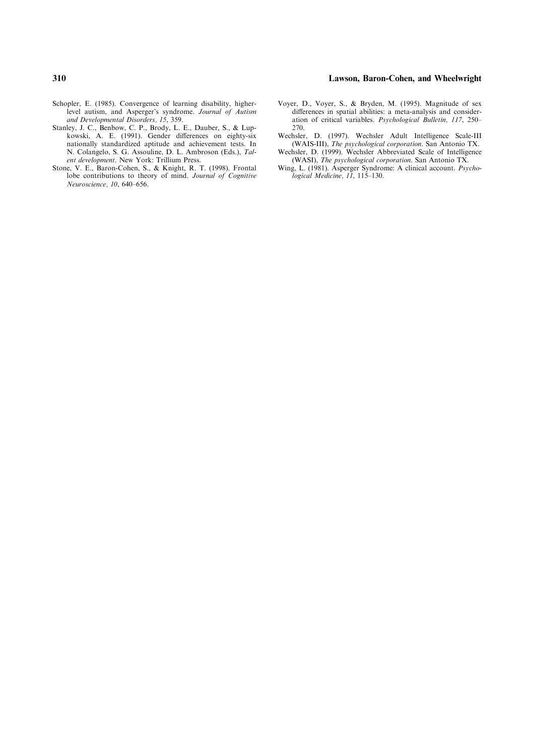Schopler, E. (1985). Convergence of learning disability, higher-level autism, and Asperger's syndrome. *Journal of Autism and Developmental Disorders, 15*, 359.

Stanley, J. C., Benbow, C. P., Brody, L. E., Dauber, S., & Lupkowski, A. E. (1991). Gender differences on eighty-six nationally standardized aptitude and achievement tests. In N. Colangelo, S. G. Assouline, D. L. Ambroson (Eds.), *Talent development*. New York: Trillium Press.

Stone, V. E., Baron-Cohen, S., & Knight, R. T. (1998). Frontal lobe contributions to theory of mind. *Journal of Cognitive Neuroscience, 10*, 640–656.

Voyer, D., Voyer, S., & Bryden, M. (1995). Magnitude of sex differences in spatial abilities: a meta-analysis and consideration of critical variables. *Psychological Bulletin, 117*, 250–270.

Wechsler, D. (1997). Wechsler Adult Intelligence Scale-III (WAIS-III), *The psychological corporation*. San Antonio TX.

Wechsler, D. (1999). Wechsler Abbreviated Scale of Intelligence (WASI), *The psychological corporation*. San Antonio TX.

Wing, L. (1981). Asperger Syndrome: A clinical account. *Psychological Medicine, 11*, 115–130.